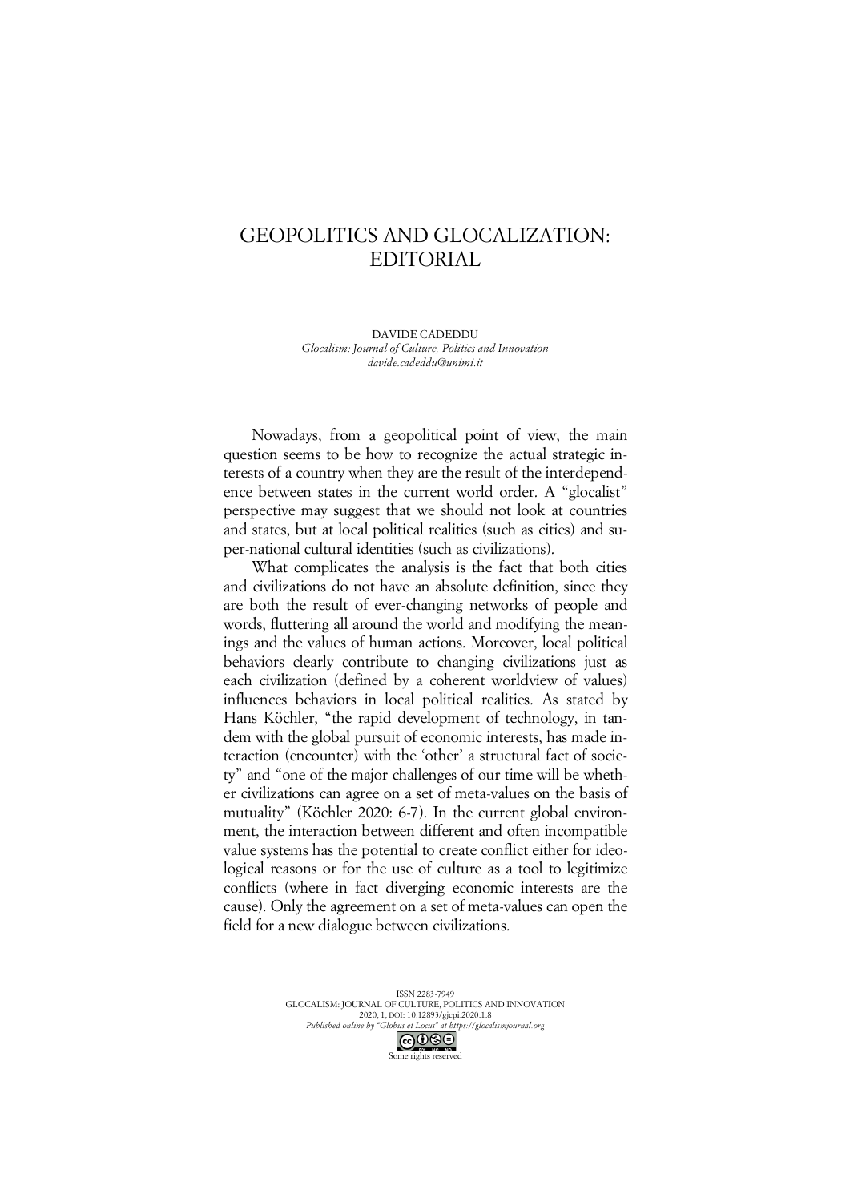# GEOPOLITICS AND GLOCALIZATION: EDITORIAL

DAVIDE CADEDDU
*Glocalism: Journal of Culture, Politics and Innovation*
*davide.cadeddu@unimi.it*

Nowadays, from a geopolitical point of view, the main question seems to be how to recognize the actual strategic interests of a country when they are the result of the interdependence between states in the current world order. A "glocalist" perspective may suggest that we should not look at countries and states, but at local political realities (such as cities) and super-national cultural identities (such as civilizations).

What complicates the analysis is the fact that both cities and civilizations do not have an absolute definition, since they are both the result of ever-changing networks of people and words, fluttering all around the world and modifying the meanings and the values of human actions. Moreover, local political behaviors clearly contribute to changing civilizations just as each civilization (defined by a coherent worldview of values) influences behaviors in local political realities. As stated by Hans Köchler, "the rapid development of technology, in tandem with the global pursuit of economic interests, has made interaction (encounter) with the 'other' a structural fact of society" and "one of the major challenges of our time will be whether civilizations can agree on a set of meta-values on the basis of mutuality" (Köchler 2020: 6-7). In the current global environment, the interaction between different and often incompatible value systems has the potential to create conflict either for ideological reasons or for the use of culture as a tool to legitimize conflicts (where in fact diverging economic interests are the cause). Only the agreement on a set of meta-values can open the field for a new dialogue between civilizations.

ISSN 2283-7949
GLOCALISM: JOURNAL OF CULTURE, POLITICS AND INNOVATION
2020, 1, DOI: 10.12893/gjcpi.2020.1.8
*Published online by "Globus et Locus" at https://glocalismjournal.org*
Some rights reserved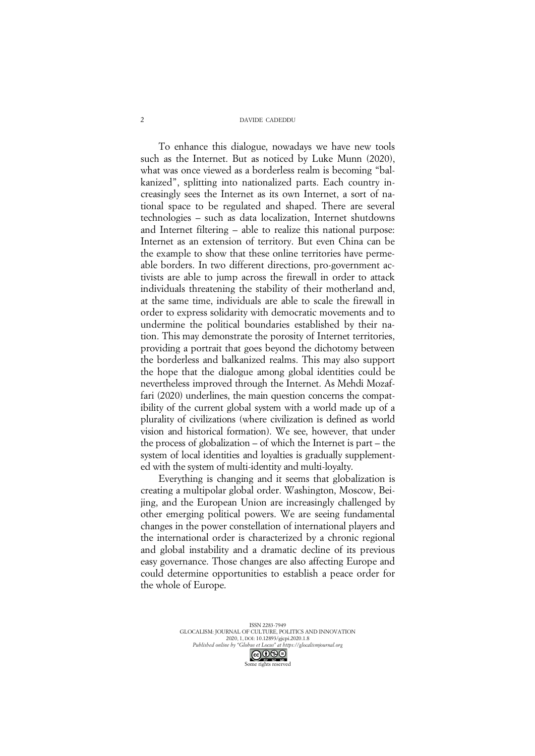To enhance this dialogue, nowadays we have new tools such as the Internet. But as noticed by Luke Munn (2020), what was once viewed as a borderless realm is becoming "balkanized", splitting into nationalized parts. Each country increasingly sees the Internet as its own Internet, a sort of national space to be regulated and shaped. There are several technologies – such as data localization, Internet shutdowns and Internet filtering – able to realize this national purpose: Internet as an extension of territory. But even China can be the example to show that these online territories have permeable borders. In two different directions, pro-government activists are able to jump across the firewall in order to attack individuals threatening the stability of their motherland and, at the same time, individuals are able to scale the firewall in order to express solidarity with democratic movements and to undermine the political boundaries established by their nation. This may demonstrate the porosity of Internet territories, providing a portrait that goes beyond the dichotomy between the borderless and balkanized realms. This may also support the hope that the dialogue among global identities could be nevertheless improved through the Internet. As Mehdi Mozaffari (2020) underlines, the main question concerns the compatibility of the current global system with a world made up of a plurality of civilizations (where civilization is defined as world vision and historical formation). We see, however, that under the process of globalization – of which the Internet is part – the system of local identities and loyalties is gradually supplemented with the system of multi-identity and multi-loyalty.

Everything is changing and it seems that globalization is creating a multipolar global order. Washington, Moscow, Beijing, and the European Union are increasingly challenged by other emerging political powers. We are seeing fundamental changes in the power constellation of international players and the international order is characterized by a chronic regional and global instability and a dramatic decline of its previous easy governance. Those changes are also affecting Europe and could determine opportunities to establish a peace order for the whole of Europe.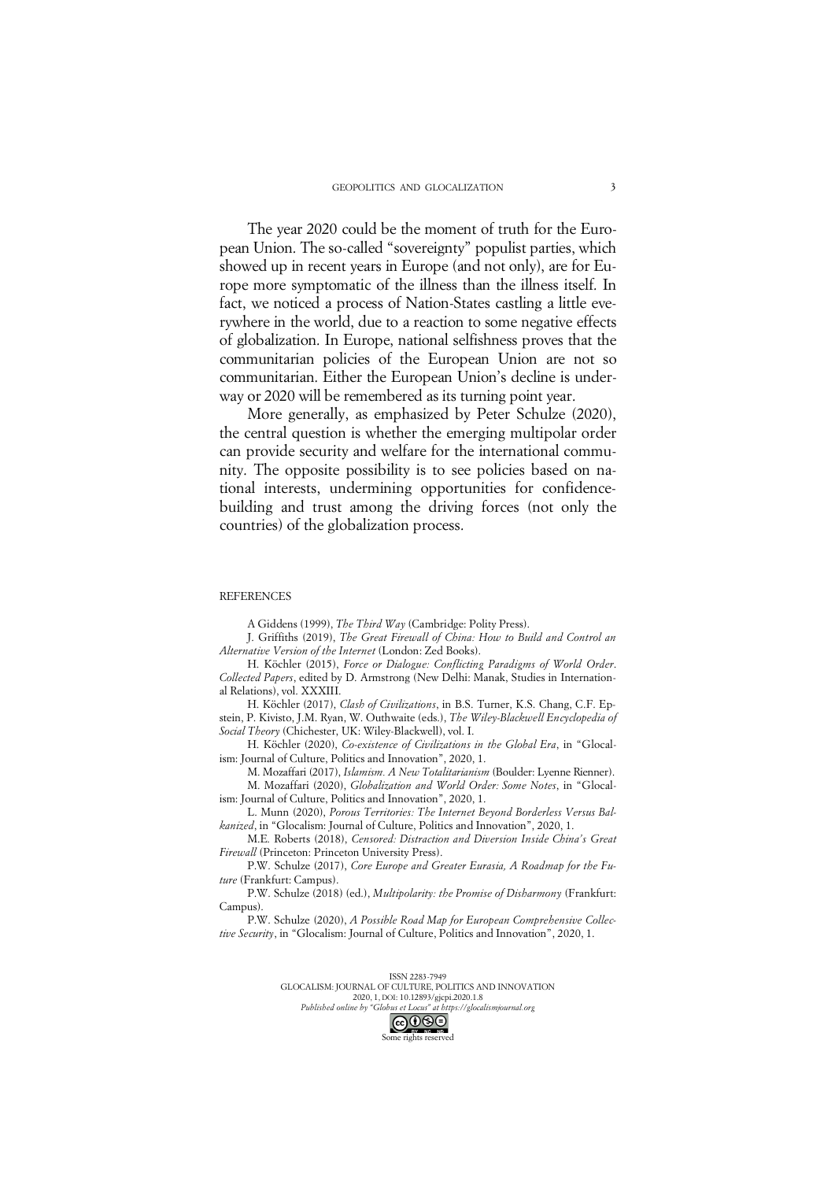The year 2020 could be the moment of truth for the European Union. The so-called "sovereignty" populist parties, which showed up in recent years in Europe (and not only), are for Europe more symptomatic of the illness than the illness itself. In fact, we noticed a process of Nation-States castling a little everywhere in the world, due to a reaction to some negative effects of globalization. In Europe, national selfishness proves that the communitarian policies of the European Union are not so communitarian. Either the European Union's decline is underway or 2020 will be remembered as its turning point year.

More generally, as emphasized by Peter Schulze (2020), the central question is whether the emerging multipolar order can provide security and welfare for the international community. The opposite possibility is to see policies based on national interests, undermining opportunities for confidence-building and trust among the driving forces (not only the countries) of the globalization process.

## REFERENCES

A Giddens (1999), *The Third Way* (Cambridge: Polity Press).

J. Griffiths (2019), *The Great Firewall of China: How to Build and Control an Alternative Version of the Internet* (London: Zed Books).

H. Köchler (2015), *Force or Dialogue: Conflicting Paradigms of World Order. Collected Papers*, edited by D. Armstrong (New Delhi: Manak, Studies in International Relations), vol. XXXIII.

H. Köchler (2017), *Clash of Civilizations*, in B.S. Turner, K.S. Chang, C.F. Epstein, P. Kivisto, J.M. Ryan, W. Outhwaite (eds.), *The Wiley-Blackwell Encyclopedia of Social Theory* (Chichester, UK: Wiley-Blackwell), vol. I.

H. Köchler (2020), *Co-existence of Civilizations in the Global Era*, in "Glocalism: Journal of Culture, Politics and Innovation", 2020, 1.

M. Mozaffari (2017), *Islamism. A New Totalitarianism* (Boulder: Lyenne Rienner).

M. Mozaffari (2020), *Globalization and World Order: Some Notes*, in "Glocalism: Journal of Culture, Politics and Innovation", 2020, 1.

L. Munn (2020), *Porous Territories: The Internet Beyond Borderless Versus Balkanized*, in "Glocalism: Journal of Culture, Politics and Innovation", 2020, 1.

M.E. Roberts (2018), *Censored: Distraction and Diversion Inside China's Great Firewall* (Princeton: Princeton University Press).

P.W. Schulze (2017), *Core Europe and Greater Eurasia, A Roadmap for the Future* (Frankfurt: Campus).

P.W. Schulze (2018) (ed.), *Multipolarity: the Promise of Disharmony* (Frankfurt: Campus).

P.W. Schulze (2020), *A Possible Road Map for European Comprehensive Collective Security*, in "Glocalism: Journal of Culture, Politics and Innovation", 2020, 1.